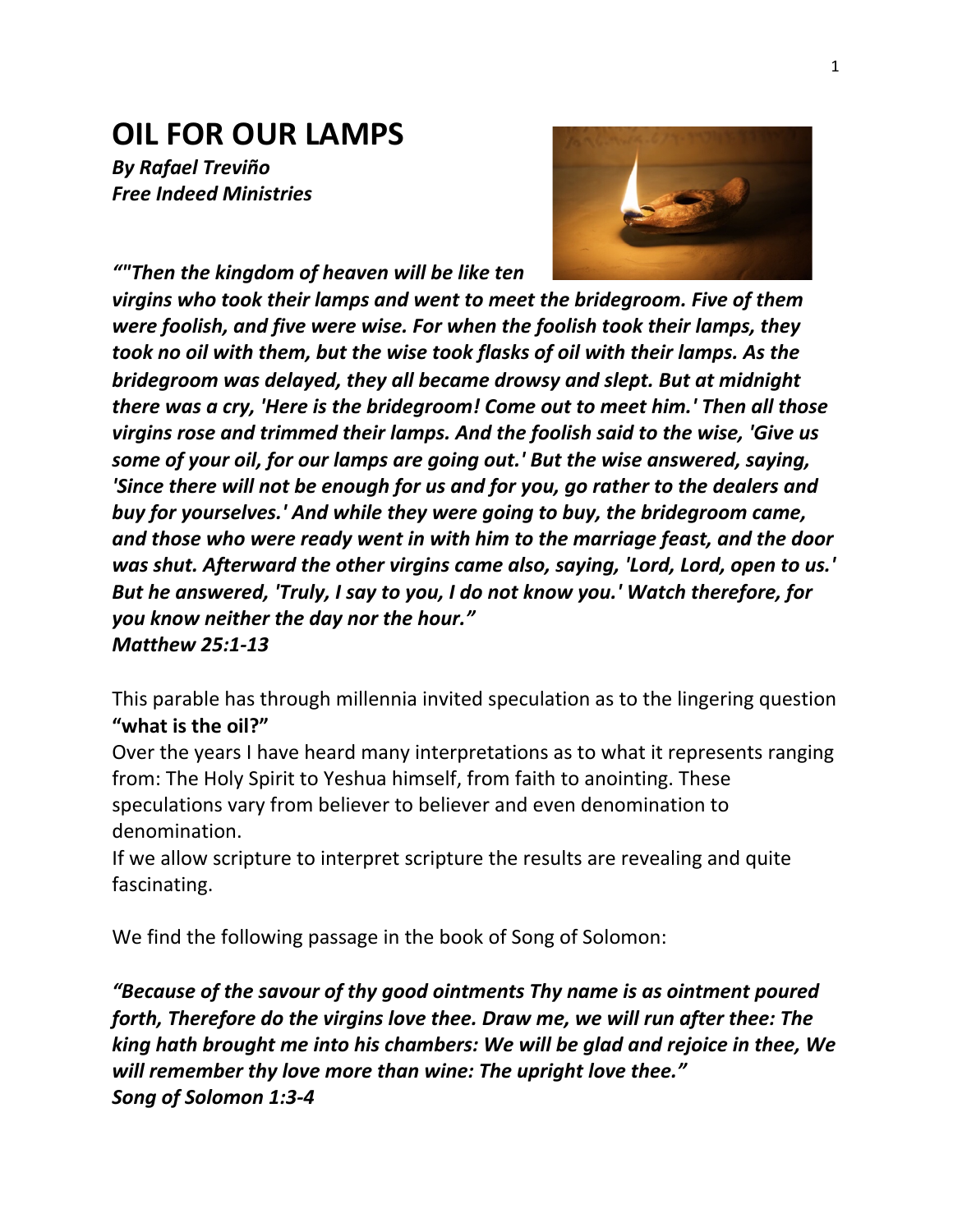# OIL FOR OUR LAMPS

***By Rafael Treviño***
***Free Indeed Ministries***

***“"Then the kingdom of heaven will be like ten virgins who took their lamps and went to meet the bridegroom. Five of them were foolish, and five were wise. For when the foolish took their lamps, they took no oil with them, but the wise took flasks of oil with their lamps. As the bridegroom was delayed, they all became drowsy and slept. But at midnight there was a cry, 'Here is the bridegroom! Come out to meet him.' Then all those virgins rose and trimmed their lamps. And the foolish said to the wise, 'Give us some of your oil, for our lamps are going out.' But the wise answered, saying, 'Since there will not be enough for us and for you, go rather to the dealers and buy for yourselves.' And while they were going to buy, the bridegroom came, and those who were ready went in with him to the marriage feast, and the door was shut. Afterward the other virgins came also, saying, 'Lord, Lord, open to us.' But he answered, 'Truly, I say to you, I do not know you.' Watch therefore, for you know neither the day nor the hour.”***
***Matthew 25:1-13***

This parable has through millennia invited speculation as to the lingering question **“what is the oil?”**

Over the years I have heard many interpretations as to what it represents ranging from: The Holy Spirit to Yeshua himself, from faith to anointing. These speculations vary from believer to believer and even denomination to denomination.

If we allow scripture to interpret scripture the results are revealing and quite fascinating.

We find the following passage in the book of Song of Solomon:

***“Because of the savour of thy good ointments Thy name is as ointment poured forth, Therefore do the virgins love thee. Draw me, we will run after thee: The king hath brought me into his chambers: We will be glad and rejoice in thee, We will remember thy love more than wine: The upright love thee.”***
***Song of Solomon 1:3-4***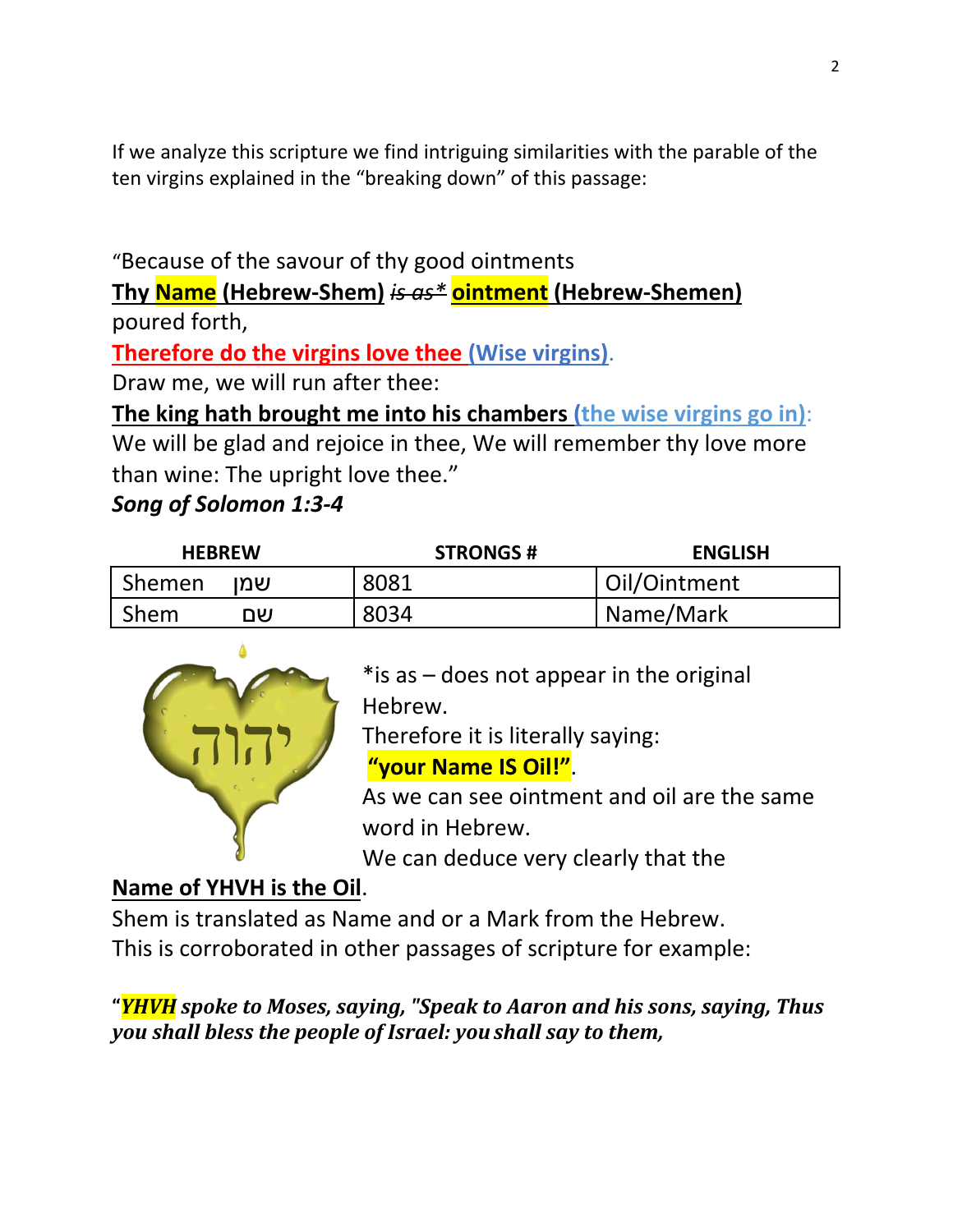If we analyze this scripture we find intriguing similarities with the parable of the ten virgins explained in the "breaking down" of this passage:

"Because of the savour of thy good ointments
**Thy Name (Hebrew-Shem)** ~~*is as*~~* **ointment (Hebrew-Shemen)**
poured forth,
**Therefore do the virgins love thee (Wise virgins)**.
Draw me, we will run after thee:
**The king hath brought me into his chambers (the wise virgins go in)**:
We will be glad and rejoice in thee, We will remember thy love more than wine: The upright love thee."
***Song of Solomon 1:3-4***

| HEBREW | STRONGS # | ENGLISH |
|---|---|---|
| Shemen שמן | 8081 | Oil/Ointment |
| Shem שם | 8034 | Name/Mark |

*is as – does not appear in the original Hebrew.
Therefore it is literally saying:
**"your Name IS Oil!"**.
As we can see ointment and oil are the same word in Hebrew.
We can deduce very clearly that the **Name of YHVH is the Oil**.
Shem is translated as Name and or a Mark from the Hebrew.
This is corroborated in other passages of scripture for example:

"***YHVH** spoke to Moses, saying, "Speak to Aaron and his sons, saying, Thus you shall bless the people of Israel: you shall say to them,*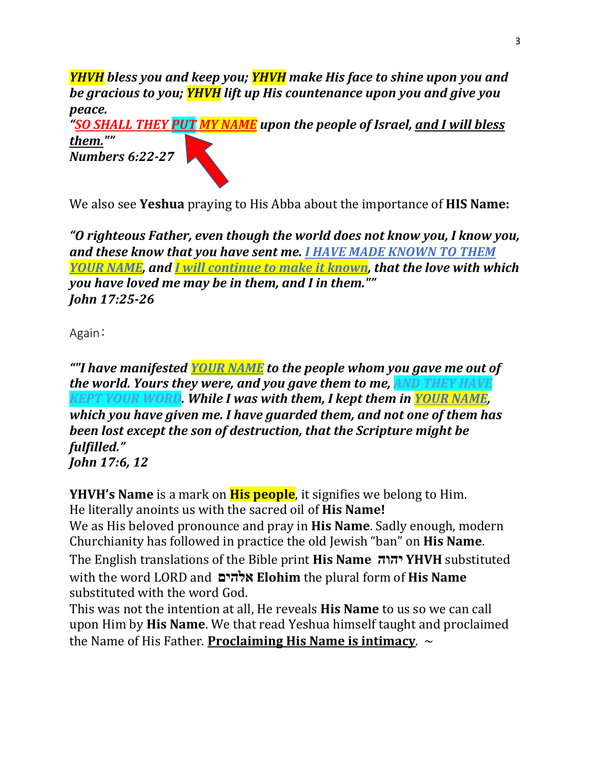***YHVH bless you and keep you; YHVH make His face to shine upon you and be gracious to you; YHVH lift up His countenance upon you and give you peace.***
***"SO SHALL THEY PUT MY NAME upon the people of Israel, and I will bless them.""***
***Numbers 6:22-27***

We also see **Yeshua** praying to His Abba about the importance of **HIS Name:**

***"O righteous Father, even though the world does not know you, I know you, and these know that you have sent me. I HAVE MADE KNOWN TO THEM YOUR NAME, and I will continue to make it known, that the love with which you have loved me may be in them, and I in them.""***
***John 17:25-26***

Again：

***""I have manifested YOUR NAME to the people whom you gave me out of the world. Yours they were, and you gave them to me, AND THEY HAVE KEPT YOUR WORD. While I was with them, I kept them in YOUR NAME, which you have given me. I have guarded them, and not one of them has been lost except the son of destruction, that the Scripture might be fulfilled."***
***John 17:6, 12***

**YHVH's Name** is a mark on **His people**, it signifies we belong to Him.
He literally anoints us with the sacred oil of **His Name!**
We as His beloved pronounce and pray in **His Name**. Sadly enough, modern Churchianity has followed in practice the old Jewish "ban" on **His Name**.
The English translations of the Bible print **His Name יהוה YHVH** substituted with the word LORD and **אלהים Elohim** the plural form of **His Name** substituted with the word God.
This was not the intention at all, He reveals **His Name** to us so we can call upon Him by **His Name**. We that read Yeshua himself taught and proclaimed the Name of His Father. **Proclaiming His Name is intimacy**. ~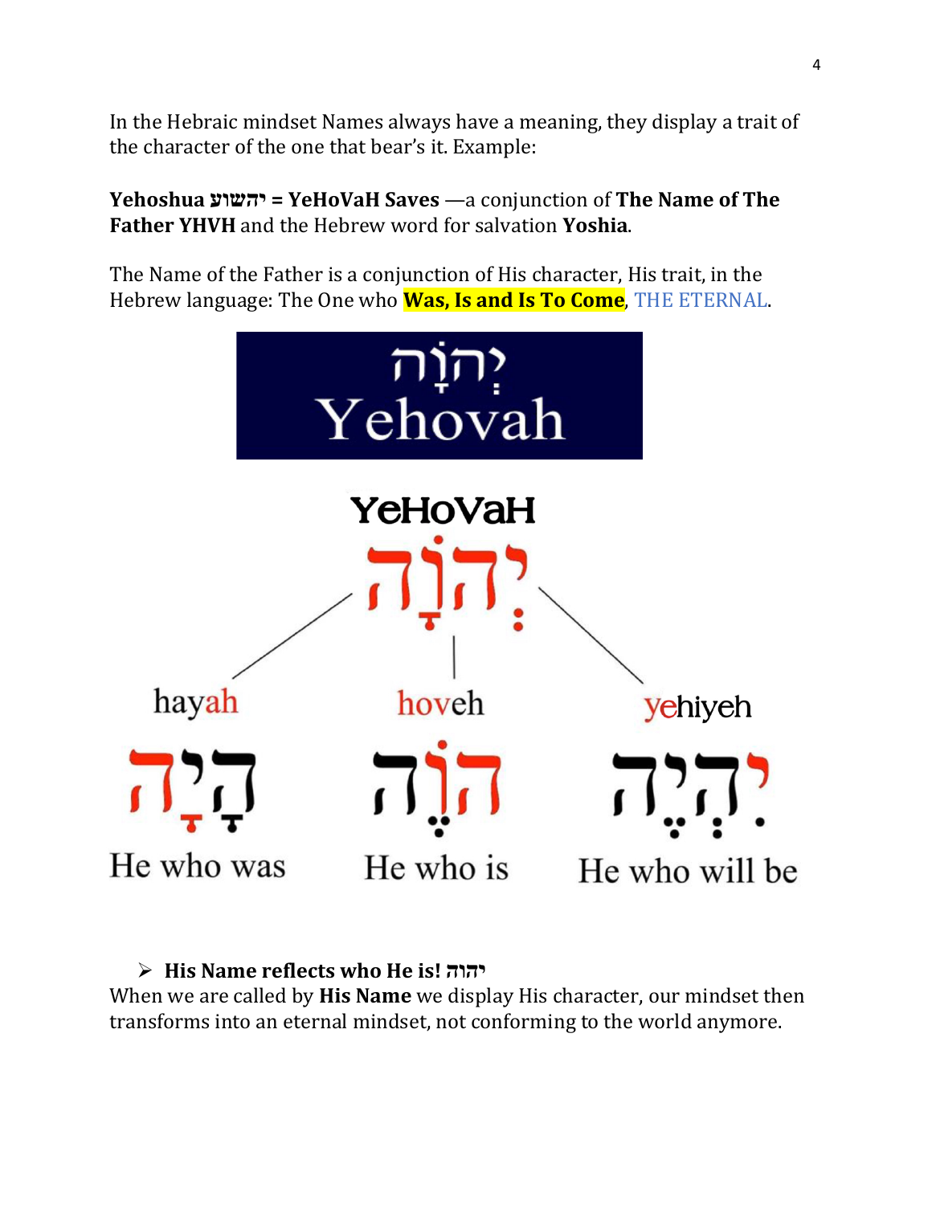In the Hebraic mindset Names always have a meaning, they display a trait of the character of the one that bear's it. Example:

**Yehoshua יהשוע = YeHoVaH Saves** —a conjunction of **The Name of The Father YHVH** and the Hebrew word for salvation **Yoshia**.

The Name of the Father is a conjunction of His character, His trait, in the Hebrew language: The One who **Was, Is and Is To Come**, THE ETERNAL.

יְהֹוָה
Yehovah

YeHoVaH

יְהֹוָה

| hayah | hoveh | yehiyeh |
|---|---|---|
| הָיָה | הֹוֶה | יִהְיֶה |
| He who was | He who is | He who will be |

- **His Name reflects who He is! יהוה**

When we are called by **His Name** we display His character, our mindset then transforms into an eternal mindset, not conforming to the world anymore.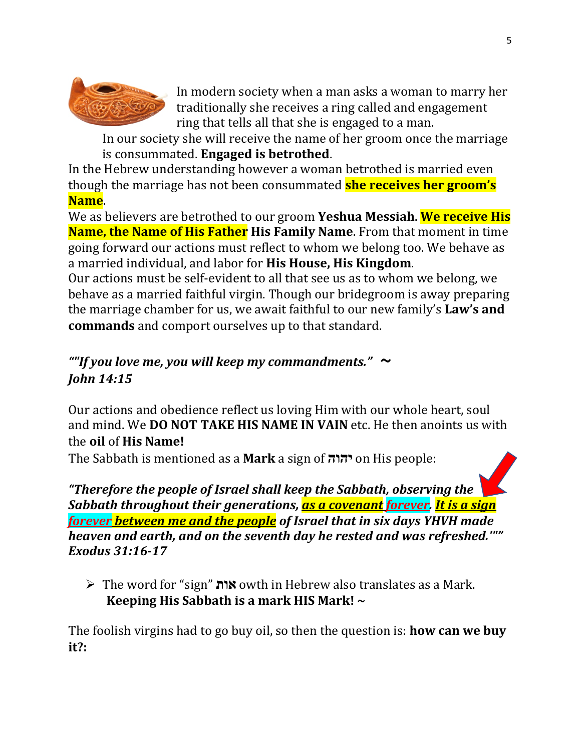In modern society when a man asks a woman to marry her traditionally she receives a ring called and engagement ring that tells all that she is engaged to a man.

In our society she will receive the name of her groom once the marriage is consummated. **Engaged is betrothed**.

In the Hebrew understanding however a woman betrothed is married even though the marriage has not been consummated **she receives her groom's Name**.

We as believers are betrothed to our groom **Yeshua Messiah**. **We receive His Name, the Name of His Father His Family Name**. From that moment in time going forward our actions must reflect to whom we belong too. We behave as a married individual, and labor for **His House, His Kingdom**.

Our actions must be self-evident to all that see us as to whom we belong, we behave as a married faithful virgin. Though our bridegroom is away preparing the marriage chamber for us, we await faithful to our new family's **Law's and commands** and comport ourselves up to that standard.

***""If you love me, you will keep my commandments." ~ John 14:15***

Our actions and obedience reflect us loving Him with our whole heart, soul and mind. We **DO NOT TAKE HIS NAME IN VAIN** etc. He then anoints us with the **oil** of **His Name!**

The Sabbath is mentioned as a **Mark** a sign of **יהוה** on His people:

***"Therefore the people of Israel shall keep the Sabbath, observing the Sabbath throughout their generations, as a covenant forever. It is a sign forever between me and the people of Israel that in six days YHVH made heaven and earth, and on the seventh day he rested and was refreshed."" Exodus 31:16-17***

- The word for "sign" **אות** owth in Hebrew also translates as a Mark. **Keeping His Sabbath is a mark HIS Mark! ~**

The foolish virgins had to go buy oil, so then the question is: **how can we buy it?:**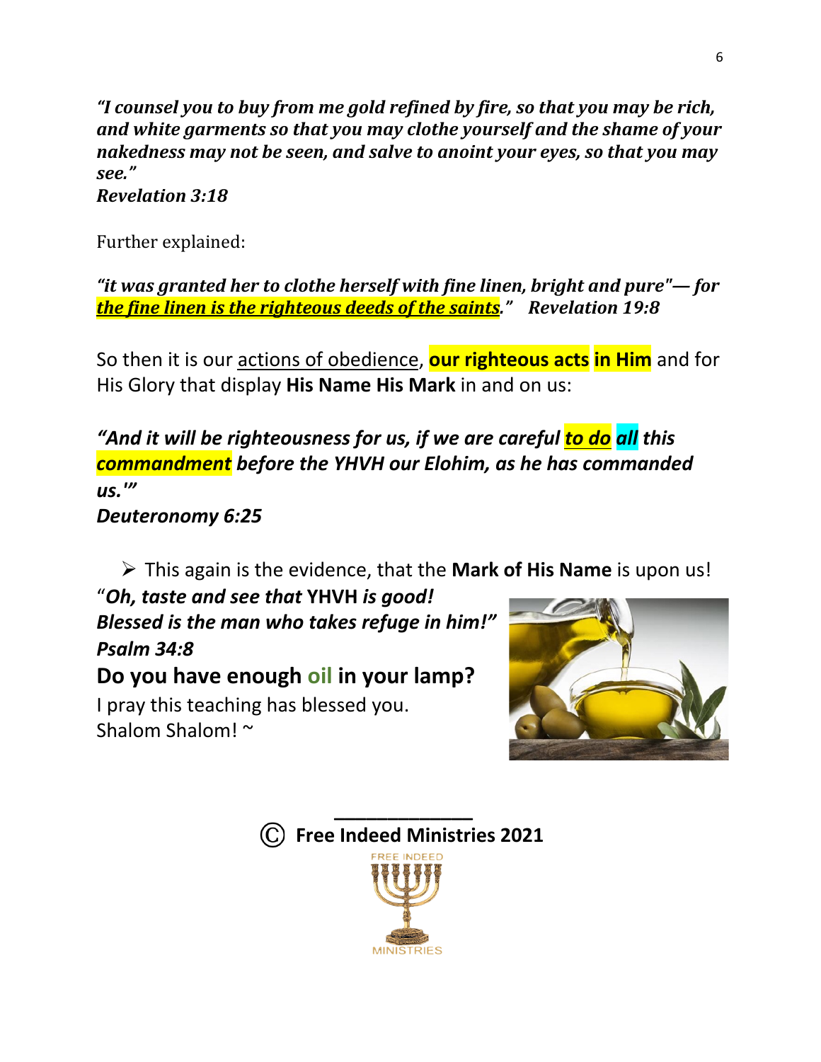***"I counsel you to buy from me gold refined by fire, so that you may be rich, and white garments so that you may clothe yourself and the shame of your nakedness may not be seen, and salve to anoint your eyes, so that you may see."***
***Revelation 3:18***

Further explained:

***"it was granted her to clothe herself with fine linen, bright and pure"— for the fine linen is the righteous deeds of the saints." Revelation 19:8***

So then it is our actions of obedience, **our righteous acts in Him** and for His Glory that display **His Name His Mark** in and on us:

***"And it will be righteousness for us, if we are careful to do all this commandment before the YHVH our Elohim, as he has commanded us.'"***
***Deuteronomy 6:25***

- This again is the evidence, that the **Mark of His Name** is upon us!

"***Oh, taste and see that* YHVH *is good!***
***Blessed is the man who takes refuge in him!"***
***Psalm 34:8***

**Do you have enough oil in your lamp?**

I pray this teaching has blessed you.
Shalom Shalom! ~

**© Free Indeed Ministries 2021**

FREE INDEED MINISTRIES